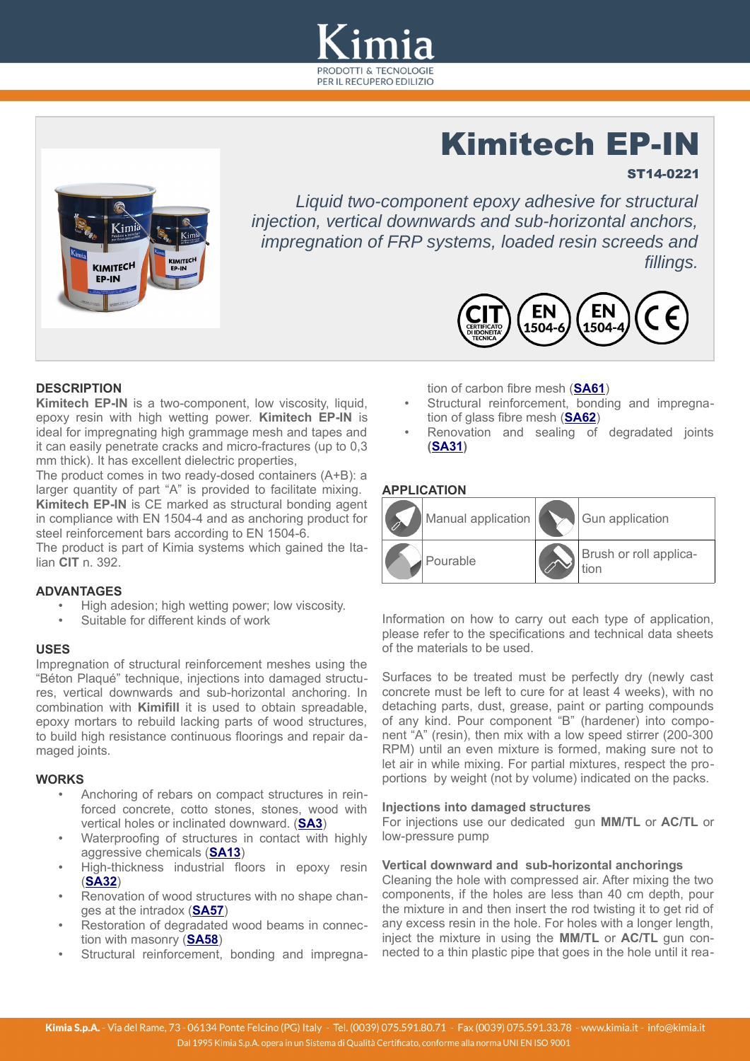// Kimitech EP-IN

**ST14-0221**

*Liquid two-component epoxy adhesive for structural injection, vertical downwards and sub-horizontal anchors, impregnation of FRP systems, loaded resin screeds and fillings.*

CIT CERTIFICATO DI IDONEITA' TECNICA · EN 1504-6 · EN 1504-4 · CE

## DESCRIPTION

**Kimitech EP-IN** is a two-component, low viscosity, liquid, epoxy resin with high wetting power. **Kimitech EP-IN** is ideal for impregnating high grammage mesh and tapes and it can easily penetrate cracks and micro-fractures (up to 0,3 mm thick). It has excellent dielectric properties,

The product comes in two ready-dosed containers (A+B): a larger quantity of part "A" is provided to facilitate mixing.

**Kimitech EP-IN** is CE marked as structural bonding agent in compliance with EN 1504-4 and as anchoring product for steel reinforcement bars according to EN 1504-6.

The product is part of Kimia systems which gained the Italian **CIT** n. 392.

## ADVANTAGES

- High adesion; high wetting power; low viscosity.
- Suitable for different kinds of work

## USES

Impregnation of structural reinforcement meshes using the "Béton Plaqué" technique, injections into damaged structures, vertical downwards and sub-horizontal anchoring. In combination with **Kimifill** it is used to obtain spreadable, epoxy mortars to rebuild lacking parts of wood structures, to build high resistance continuous floorings and repair damaged joints.

## WORKS

- Anchoring of rebars on compact structures in reinforced concrete, cotto stones, stones, wood with vertical holes or inclinated downward. (**SA3**)
- Waterproofing of structures in contact with highly aggressive chemicals (**SA13**)
- High-thickness industrial floors in epoxy resin (**SA32**)
- Renovation of wood structures with no shape changes at the intradox (**SA57**)
- Restoration of degradated wood beams in connection with masonry (**SA58**)
- Structural reinforcement, bonding and impregnation of carbon fibre mesh (**SA61**)
- Structural reinforcement, bonding and impregnation of glass fibre mesh (**SA62**)
- Renovation and sealing of degradated joints (**SA31**)

## APPLICATION

| | | | |
|---|---|---|---|
| | Manual application | | Gun application |
| | Pourable | | Brush or roll application |

Information on how to carry out each type of application, please refer to the specifications and technical data sheets of the materials to be used.

Surfaces to be treated must be perfectly dry (newly cast concrete must be left to cure for at least 4 weeks), with no detaching parts, dust, grease, paint or parting compounds of any kind. Pour component "B" (hardener) into component "A" (resin), then mix with a low speed stirrer (200-300 RPM) until an even mixture is formed, making sure not to let air in while mixing. For partial mixtures, respect the proportions by weight (not by volume) indicated on the packs.

### Injections into damaged structures

For injections use our dedicated gun **MM/TL** or **AC/TL** or low-pressure pump

### Vertical downward and sub-horizontal anchorings

Cleaning the hole with compressed air. After mixing the two components, if the holes are less than 40 cm depth, pour the mixture in and then insert the rod twisting it to get rid of any excess resin in the hole. For holes with a longer length, inject the mixture in using the **MM/TL** or **AC/TL** gun connected to a thin plastic pipe that goes in the hole until it rea-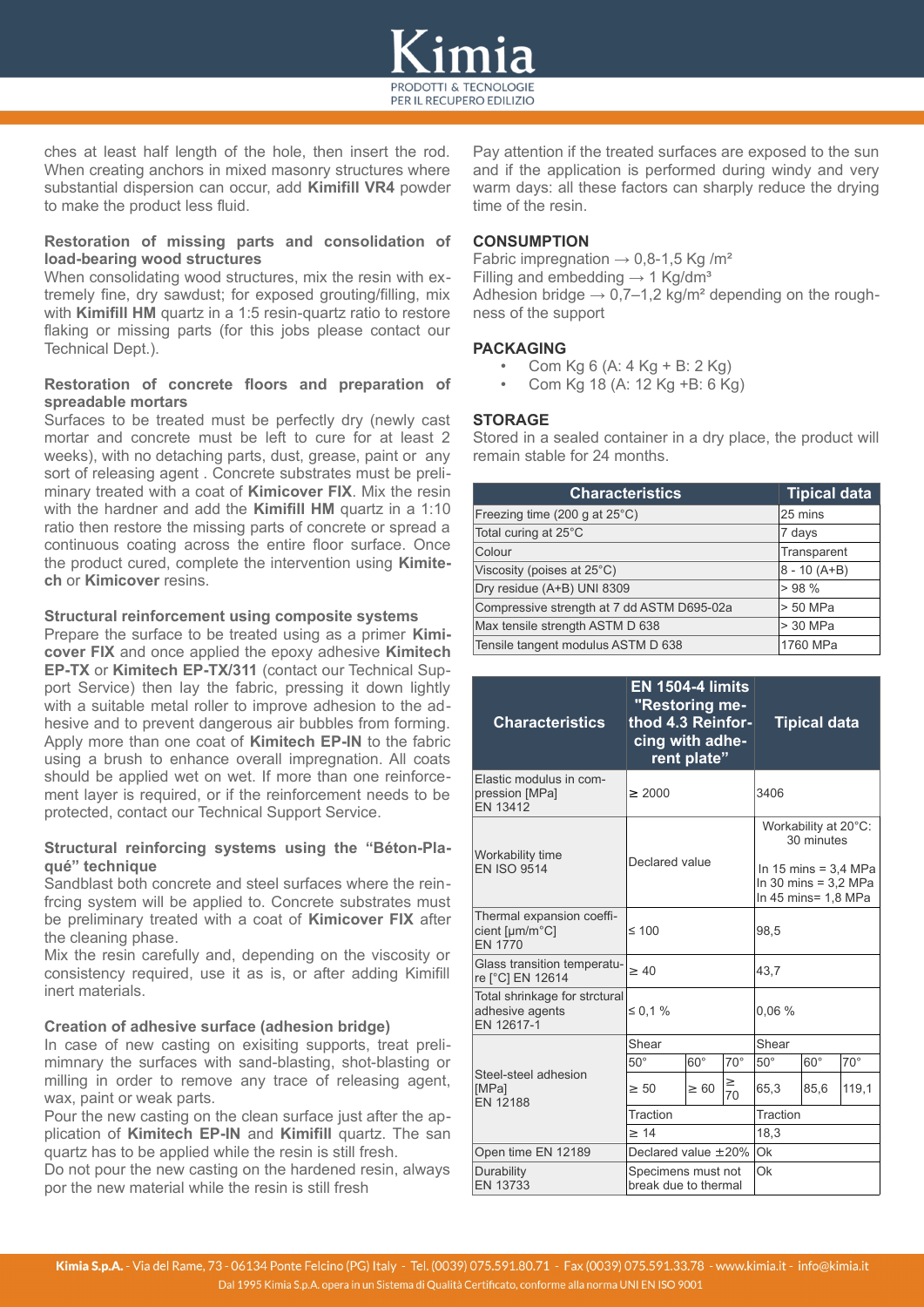ches at least half length of the hole, then insert the rod. When creating anchors in mixed masonry structures where substantial dispersion can occur, add **Kimifill VR4** powder to make the product less fluid.

### Restoration of missing parts and consolidation of load-bearing wood structures

When consolidating wood structures, mix the resin with extremely fine, dry sawdust; for exposed grouting/filling, mix with **Kimifill HM** quartz in a 1:5 resin-quartz ratio to restore flaking or missing parts (for this jobs please contact our Technical Dept.).

### Restoration of concrete floors and preparation of spreadable mortars

Surfaces to be treated must be perfectly dry (newly cast mortar and concrete must be left to cure for at least 2 weeks), with no detaching parts, dust, grease, paint or any sort of releasing agent . Concrete substrates must be preliminary treated with a coat of **Kimicover FIX**. Mix the resin with the hardner and add the **Kimifill HM** quartz in a 1:10 ratio then restore the missing parts of concrete or spread a continuous coating across the entire floor surface. Once the product cured, complete the intervention using **Kimitech** or **Kimicover** resins.

### Structural reinforcement using composite systems

Prepare the surface to be treated using as a primer **Kimicover FIX** and once applied the epoxy adhesive **Kimitech EP-TX** or **Kimitech EP-TX/311** (contact our Technical Support Service) then lay the fabric, pressing it down lightly with a suitable metal roller to improve adhesion to the adhesive and to prevent dangerous air bubbles from forming. Apply more than one coat of **Kimitech EP-IN** to the fabric using a brush to enhance overall impregnation. All coats should be applied wet on wet. If more than one reinforcement layer is required, or if the reinforcement needs to be protected, contact our Technical Support Service.

### Structural reinforcing systems using the “Béton-Plaqué” technique

Sandblast both concrete and steel surfaces where the reinfrcing system will be applied to. Concrete substrates must be preliminary treated with a coat of **Kimicover FIX** after the cleaning phase.

Mix the resin carefully and, depending on the viscosity or consistency required, use it as is, or after adding Kimifill inert materials.

### Creation of adhesive surface (adhesion bridge)

In case of new casting on exisiting supports, treat prelimimnary the surfaces with sand-blasting, shot-blasting or milling in order to remove any trace of releasing agent, wax, paint or weak parts.

Pour the new casting on the clean surface just after the application of **Kimitech EP-IN** and **Kimifill** quartz. The san quartz has to be applied while the resin is still fresh.

Do not pour the new casting on the hardened resin, always por the new material while the resin is still fresh

Pay attention if the treated surfaces are exposed to the sun and if the application is performed during windy and very warm days: all these factors can sharply reduce the drying time of the resin.

### CONSUMPTION

Fabric impregnation → 0,8-1,5 Kg /m²
Filling and embedding → 1 Kg/dm³
Adhesion bridge → 0,7–1,2 kg/m² depending on the roughness of the support

### PACKAGING

- Com Kg 6 (A: 4 Kg + B: 2 Kg)
- Com Kg 18 (A: 12 Kg +B: 6 Kg)

### STORAGE

Stored in a sealed container in a dry place, the product will remain stable for 24 months.

| Characteristics | Tipical data |
|---|---|
| Freezing time (200 g at 25°C) | 25 mins |
| Total curing at 25°C | 7 days |
| Colour | Transparent |
| Viscosity (poises at 25°C) | 8 - 10 (A+B) |
| Dry residue (A+B) UNI 8309 | > 98 % |
| Compressive strength at 7 dd ASTM D695-02a | > 50 MPa |
| Max tensile strength ASTM D 638 | > 30 MPa |
| Tensile tangent modulus ASTM D 638 | 1760 MPa |

| Characteristics | EN 1504-4 limits "Restoring method 4.3 Reinforcing with adherent plate" | | | Tipical data | | |
|---|---|---|---|---|---|---|
| Elastic modulus in compression [MPa] EN 13412 | ≥ 2000 | | | 3406 | | |
| Workability time EN ISO 9514 | Declared value | | | Workability at 20°C: 30 minutes<br>In 15 mins = 3,4 MPa<br>In 30 mins = 3,2 MPa<br>In 45 mins= 1,8 MPa | | |
| Thermal expansion coefficient [µm/m°C] EN 1770 | ≤ 100 | | | 98,5 | | |
| Glass transition temperature [°C] EN 12614 | ≥ 40 | | | 43,7 | | |
| Total shrinkage for strctural adhesive agents EN 12617-1 | ≤ 0,1 % | | | 0,06 % | | |
| Steel-steel adhesion [MPa] EN 12188 | Shear | | | Shear | | |
| | 50° | 60° | 70° | 50° | 60° | 70° |
| | ≥ 50 | ≥ 60 | ≥ 70 | 65,3 | 85,6 | 119,1 |
| | Traction | | | Traction | | |
| | ≥ 14 | | | 18,3 | | |
| Open time EN 12189 | Declared value ±20% | | | Ok | | |
| Durability EN 13733 | Specimens must not break due to thermal | | | Ok | | |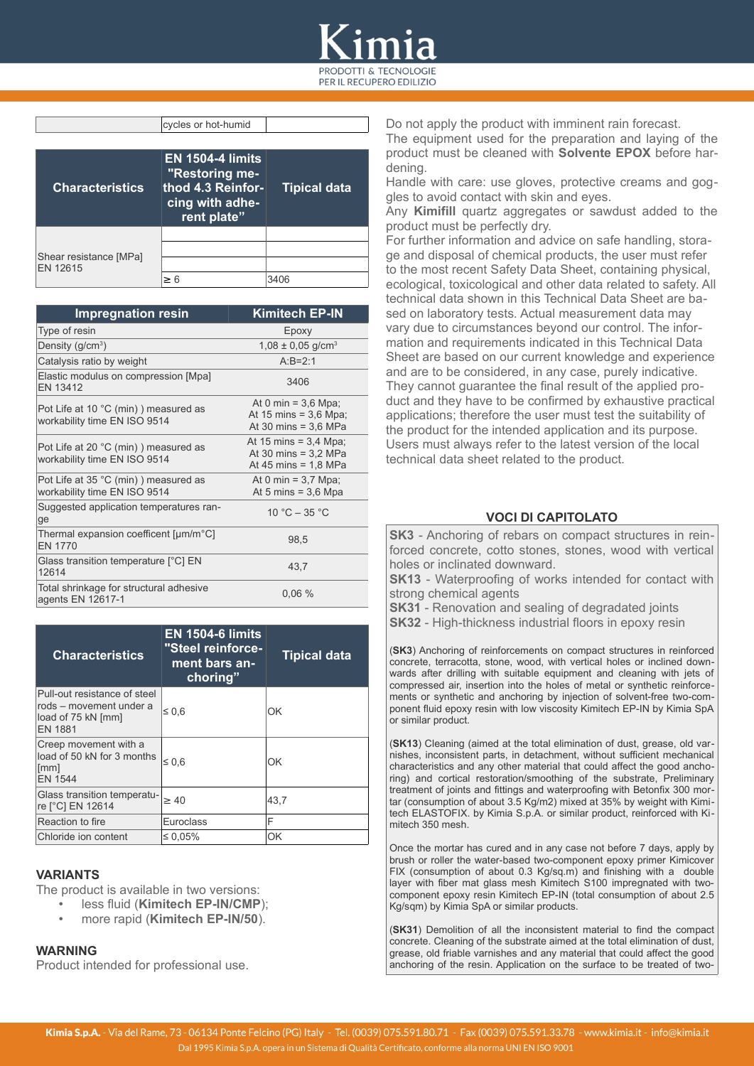| | cycles or hot-humid | |
|---|---|---|

| Characteristics | EN 1504-4 limits "Restoring method 4.3 Reinforcing with adherent plate" | Tipical data |
|---|---|---|
| Shear resistance [MPa] EN 12615 | | |
| | | |
| | | |
| | ≥ 6 | 3406 |

| Impregnation resin | Kimitech EP-IN |
|---|---|
| Type of resin | Epoxy |
| Density (g/cm$^3$) | 1,08 ± 0,05 g/cm$^3$ |
| Catalysis ratio by weight | A:B=2:1 |
| Elastic modulus on compression [Mpa] EN 13412 | 3406 |
| Pot Life at 10 °C (min) ) measured as workability time EN ISO 9514 | At 0 min = 3,6 Mpa; At 15 mins = 3,6 Mpa; At 30 mins = 3,6 MPa |
| Pot Life at 20 °C (min) ) measured as workability time EN ISO 9514 | At 15 mins = 3,4 Mpa; At 30 mins = 3,2 MPa At 45 mins = 1,8 MPa |
| Pot Life at 35 °C (min) ) measured as workability time EN ISO 9514 | At 0 min = 3,7 Mpa; At 5 mins = 3,6 Mpa |
| Suggested application temperatures range | 10 °C – 35 °C |
| Thermal expansion coefficent [µm/m°C] EN 1770 | 98,5 |
| Glass transition temperature [°C] EN 12614 | 43,7 |
| Total shrinkage for structural adhesive agents EN 12617-1 | 0,06 % |

| Characteristics | EN 1504-6 limits "Steel reinforcement bars anchoring" | Tipical data |
|---|---|---|
| Pull-out resistance of steel rods – movement under a load of 75 kN [mm] EN 1881 | ≤ 0,6 | OK |
| Creep movement with a load of 50 kN for 3 months [mm] EN 1544 | ≤ 0,6 | OK |
| Glass transition temperature [°C] EN 12614 | ≥ 40 | 43,7 |
| Reaction to fire | Euroclass | F |
| Chloride ion content | ≤ 0,05% | OK |

## VARIANTS

The product is available in two versions:

- less fluid (**Kimitech EP-IN/CMP**);
- more rapid (**Kimitech EP-IN/50**).

## WARNING

Product intended for professional use.

Do not apply the product with imminent rain forecast.
The equipment used for the preparation and laying of the product must be cleaned with **Solvente EPOX** before hardening.
Handle with care: use gloves, protective creams and goggles to avoid contact with skin and eyes.
Any **Kimifill** quartz aggregates or sawdust added to the product must be perfectly dry.
For further information and advice on safe handling, storage and disposal of chemical products, the user must refer to the most recent Safety Data Sheet, containing physical, ecological, toxicological and other data related to safety. All technical data shown in this Technical Data Sheet are based on laboratory tests. Actual measurement data may vary due to circumstances beyond our control. The information and requirements indicated in this Technical Data Sheet are based on our current knowledge and experience and are to be considered, in any case, purely indicative. They cannot guarantee the final result of the applied product and they have to be confirmed by exhaustive practical applications; therefore the user must test the suitability of the product for the intended application and its purpose. Users must always refer to the latest version of the local technical data sheet related to the product.

## VOCI DI CAPITOLATO

**SK3** - Anchoring of rebars on compact structures in reinforced concrete, cotto stones, stones, wood with vertical holes or inclinated downward.
**SK13** - Waterproofing of works intended for contact with strong chemical agents
**SK31** - Renovation and sealing of degradated joints
**SK32** - High-thickness industrial floors in epoxy resin

(**SK3**) Anchoring of reinforcements on compact structures in reinforced concrete, terracotta, stone, wood, with vertical holes or inclined downwards after drilling with suitable equipment and cleaning with jets of compressed air, insertion into the holes of metal or synthetic reinforcements or synthetic and anchoring by injection of solvent-free two-component fluid epoxy resin with low viscosity Kimitech EP-IN by Kimia SpA or similar product.

(**SK13**) Cleaning (aimed at the total elimination of dust, grease, old varnishes, inconsistent parts, in detachment, without sufficient mechanical characteristics and any other material that could affect the good anchoring) and cortical restoration/smoothing of the substrate, Preliminary treatment of joints and fittings and waterproofing with Betonfix 300 mortar (consumption of about 3.5 Kg/m2) mixed at 35% by weight with Kimitech ELASTOFIX. by Kimia S.p.A. or similar product, reinforced with Kimitech 350 mesh.

Once the mortar has cured and in any case not before 7 days, apply by brush or roller the water-based two-component epoxy primer Kimicover FIX (consumption of about 0.3 Kg/sq.m) and finishing with a double layer with fiber mat glass mesh Kimitech S100 impregnated with two-component epoxy resin Kimitech EP-IN (total consumption of about 2.5 Kg/sqm) by Kimia SpA or similar products.

(**SK31**) Demolition of all the inconsistent material to find the compact concrete. Cleaning of the substrate aimed at the total elimination of dust, grease, old friable varnishes and any material that could affect the good anchoring of the resin. Application on the surface to be treated of two-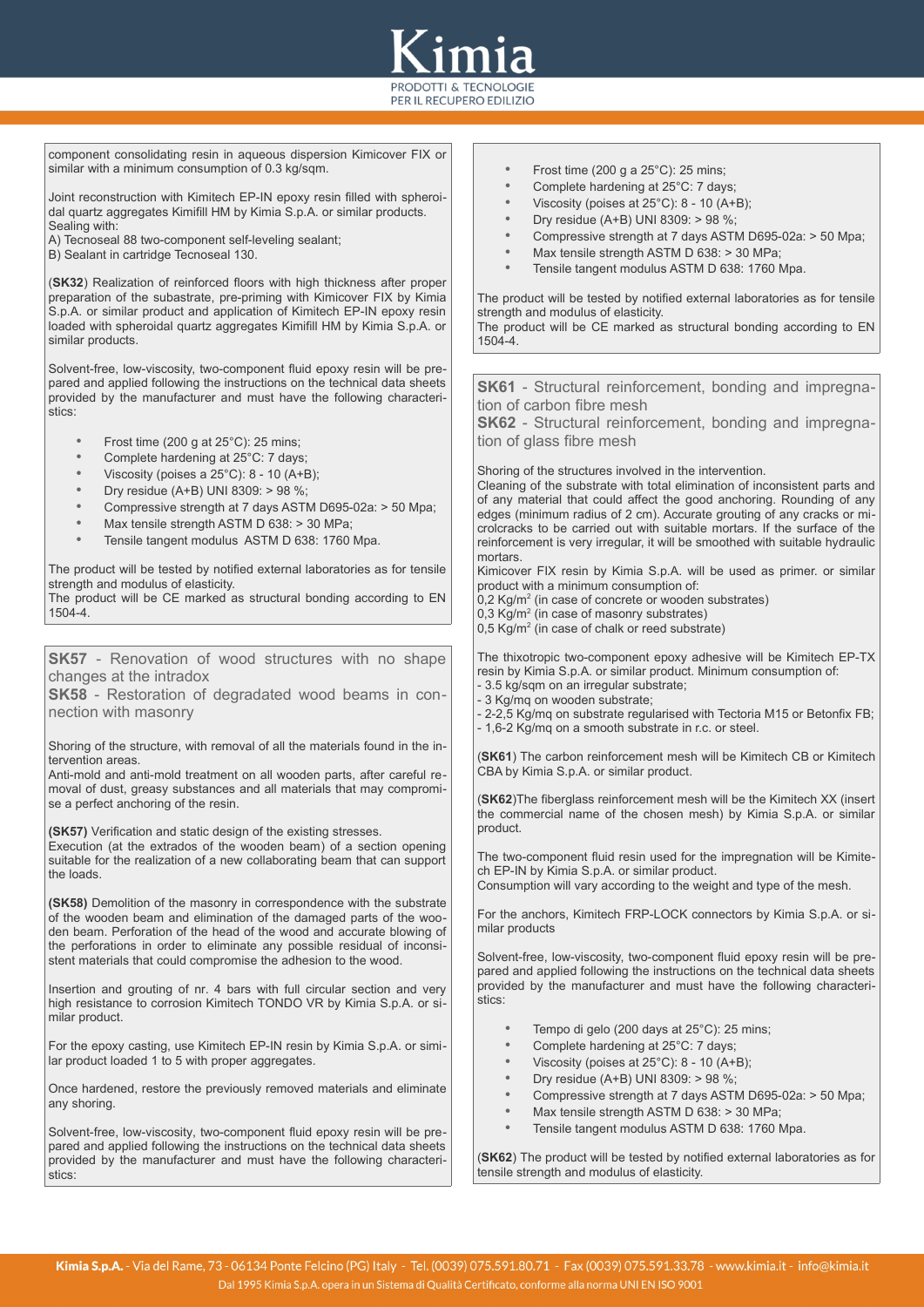component consolidating resin in aqueous dispersion Kimicover FIX or similar with a minimum consumption of 0.3 kg/sqm.

Joint reconstruction with Kimitech EP-IN epoxy resin filled with spheroidal quartz aggregates Kimifill HM by Kimia S.p.A. or similar products.
Sealing with:
A) Tecnoseal 88 two-component self-leveling sealant;
B) Sealant in cartridge Tecnoseal 130.

(**SK32**) Realization of reinforced floors with high thickness after proper preparation of the subastrate, pre-priming with Kimicover FIX by Kimia S.p.A. or similar product and application of Kimitech EP-IN epoxy resin loaded with spheroidal quartz aggregates Kimifill HM by Kimia S.p.A. or similar products.

Solvent-free, low-viscosity, two-component fluid epoxy resin will be prepared and applied following the instructions on the technical data sheets provided by the manufacturer and must have the following characteristics:

- Frost time (200 g at 25°C): 25 mins;
- Complete hardening at 25°C: 7 days;
- Viscosity (poises a 25°C): 8 - 10 (A+B);
- Dry residue (A+B) UNI 8309: > 98 %;
- Compressive strength at 7 days ASTM D695-02a: > 50 Mpa;
- Max tensile strength ASTM D 638: > 30 MPa;
- Tensile tangent modulus ASTM D 638: 1760 Mpa.

The product will be tested by notified external laboratories as for tensile strength and modulus of elasticity.
The product will be CE marked as structural bonding according to EN 1504-4.

## SK57 - Renovation of wood structures with no shape changes at the intradox
## SK58 - Restoration of degradated wood beams in connection with masonry

Shoring of the structure, with removal of all the materials found in the intervention areas.
Anti-mold and anti-mold treatment on all wooden parts, after careful removal of dust, greasy substances and all materials that may compromise a perfect anchoring of the resin.

**(SK57)** Verification and static design of the existing stresses.
Execution (at the extrados of the wooden beam) of a section opening suitable for the realization of a new collaborating beam that can support the loads.

**(SK58)** Demolition of the masonry in correspondence with the substrate of the wooden beam and elimination of the damaged parts of the wooden beam. Perforation of the head of the wood and accurate blowing of the perforations in order to eliminate any possible residual of inconsistent materials that could compromise the adhesion to the wood.

Insertion and grouting of nr. 4 bars with full circular section and very high resistance to corrosion Kimitech TONDO VR by Kimia S.p.A. or similar product.

For the epoxy casting, use Kimitech EP-IN resin by Kimia S.p.A. or similar product loaded 1 to 5 with proper aggregates.

Once hardened, restore the previously removed materials and eliminate any shoring.

Solvent-free, low-viscosity, two-component fluid epoxy resin will be prepared and applied following the instructions on the technical data sheets provided by the manufacturer and must have the following characteristics:

- Frost time (200 g a 25°C): 25 mins;
- Complete hardening at 25°C: 7 days;
- Viscosity (poises at 25°C): 8 - 10 (A+B);
- Dry residue (A+B) UNI 8309: > 98 %;
- Compressive strength at 7 days ASTM D695-02a: > 50 Mpa;
- Max tensile strength ASTM D 638: > 30 MPa;
- Tensile tangent modulus ASTM D 638: 1760 Mpa.

The product will be tested by notified external laboratories as for tensile strength and modulus of elasticity.
The product will be CE marked as structural bonding according to EN 1504-4.

## SK61 - Structural reinforcement, bonding and impregnation of carbon fibre mesh
## SK62 - Structural reinforcement, bonding and impregnation of glass fibre mesh

Shoring of the structures involved in the intervention.
Cleaning of the substrate with total elimination of inconsistent parts and of any material that could affect the good anchoring. Rounding of any edges (minimum radius of 2 cm). Accurate grouting of any cracks or microlcracks to be carried out with suitable mortars. If the surface of the reinforcement is very irregular, it will be smoothed with suitable hydraulic mortars.
Kimicover FIX resin by Kimia S.p.A. will be used as primer. or similar product with a minimum consumption of:
0,2 Kg/m² (in case of concrete or wooden substrates)
0,3 Kg/m² (in case of masonry substrates)
0,5 Kg/m² (in case of chalk or reed substrate)

The thixotropic two-component epoxy adhesive will be Kimitech EP-TX resin by Kimia S.p.A. or similar product. Minimum consumption of:
- 3.5 kg/sqm on an irregular substrate;
- 3 Kg/mq on wooden substrate;
- 2-2,5 Kg/mq on substrate regularised with Tectoria M15 or Betonfix FB;
- 1,6-2 Kg/mq on a smooth substrate in r.c. or steel.

(**SK61**) The carbon reinforcement mesh will be Kimitech CB or Kimitech CBA by Kimia S.p.A. or similar product.

(**SK62**)The fiberglass reinforcement mesh will be the Kimitech XX (insert the commercial name of the chosen mesh) by Kimia S.p.A. or similar product.

The two-component fluid resin used for the impregnation will be Kimitech EP-IN by Kimia S.p.A. or similar product.
Consumption will vary according to the weight and type of the mesh.

For the anchors, Kimitech FRP-LOCK connectors by Kimia S.p.A. or similar products

Solvent-free, low-viscosity, two-component fluid epoxy resin will be prepared and applied following the instructions on the technical data sheets provided by the manufacturer and must have the following characteristics:

- Tempo di gelo (200 days at 25°C): 25 mins;
- Complete hardening at 25°C: 7 days;
- Viscosity (poises at 25°C): 8 - 10 (A+B);
- Dry residue (A+B) UNI 8309: > 98 %;
- Compressive strength at 7 days ASTM D695-02a: > 50 Mpa;
- Max tensile strength ASTM D 638: > 30 MPa;
- Tensile tangent modulus ASTM D 638: 1760 Mpa.

(**SK62**) The product will be tested by notified external laboratories as for tensile strength and modulus of elasticity.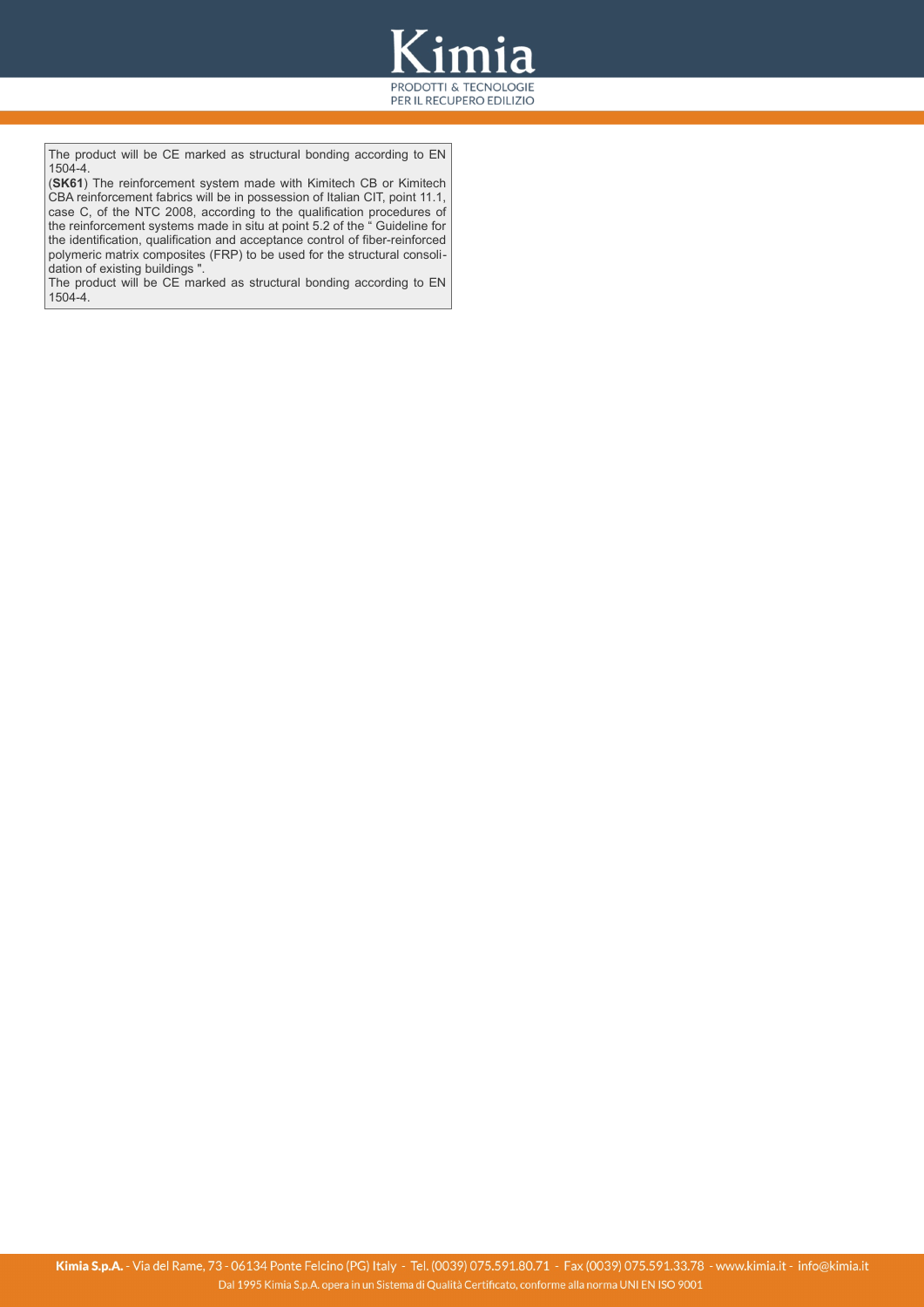The product will be CE marked as structural bonding according to EN 1504-4.

(**SK61**) The reinforcement system made with Kimitech CB or Kimitech CBA reinforcement fabrics will be in possession of Italian CIT, point 11.1, case C, of the NTC 2008, according to the qualification procedures of the reinforcement systems made in situ at point 5.2 of the " Guideline for the identification, qualification and acceptance control of fiber-reinforced polymeric matrix composites (FRP) to be used for the structural consolidation of existing buildings ".

The product will be CE marked as structural bonding according to EN 1504-4.